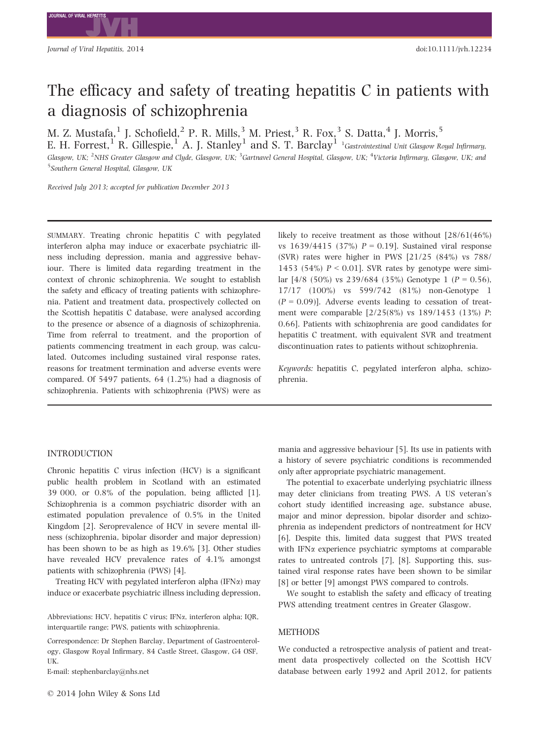# The efficacy and safety of treating hepatitis C in patients with a diagnosis of schizophrenia

M. Z. Mustafa,[1] J. Schofield,[2] P. R. Mills,[3] M. Priest,[3] R. Fox,[3] S. Datta,[4] J. Morris,[5] E. H. Forrest,[1] R. Gillespie,[1] A. J. Stanley[1] and S. T. Barclay[1] [1]Gastrointestinal Unit Glasgow Royal Infirmary, Glasgow, UK; [2]NHS Greater Glasgow and Clyde, Glasgow, UK; [3]Gartnavel General Hospital, Glasgow, UK; [4]Victoria Infirmary, Glasgow, UK; and [5]Southern General Hospital, Glasgow, UK

*Received July 2013; accepted for publication December 2013*

SUMMARY. Treating chronic hepatitis C with pegylated interferon alpha may induce or exacerbate psychiatric illness including depression, mania and aggressive behaviour. There is limited data regarding treatment in the context of chronic schizophrenia. We sought to establish the safety and efficacy of treating patients with schizophrenia. Patient and treatment data, prospectively collected on the Scottish hepatitis C database, were analysed according to the presence or absence of a diagnosis of schizophrenia. Time from referral to treatment, and the proportion of patients commencing treatment in each group, was calculated. Outcomes including sustained viral response rates, reasons for treatment termination and adverse events were compared. Of 5497 patients, 64 (1.2%) had a diagnosis of schizophrenia. Patients with schizophrenia (PWS) were as likely to receive treatment as those without [28/61(46%) vs 1639/4415 (37%) $P = 0.19$]. Sustained viral response (SVR) rates were higher in PWS [21/25 (84%) vs 788/1453 (54%) $P < 0.01$]. SVR rates by genotype were similar [4/8 (50%) vs 239/684 (35%) Genotype 1 ($P = 0.56$), 17/17 (100%) vs 599/742 (81%) non-Genotype 1 ($P = 0.09$)]. Adverse events leading to cessation of treatment were comparable [2/25(8%) vs 189/1453 (13%) $P$: 0.66]. Patients with schizophrenia are good candidates for hepatitis C treatment, with equivalent SVR and treatment discontinuation rates to patients without schizophrenia.

*Keywords:* hepatitis C, pegylated interferon alpha, schizophrenia.

## INTRODUCTION

Chronic hepatitis C virus infection (HCV) is a significant public health problem in Scotland with an estimated 39 000, or 0.8% of the population, being afflicted [1]. Schizophrenia is a common psychiatric disorder with an estimated population prevalence of 0.5% in the United Kingdom [2]. Seroprevalence of HCV in severe mental illness (schizophrenia, bipolar disorder and major depression) has been shown to be as high as 19.6% [3]. Other studies have revealed HCV prevalence rates of 4.1% amongst patients with schizophrenia (PWS) [4].

Treating HCV with pegylated interferon alpha (IFN$\alpha$) may induce or exacerbate psychiatric illness including depression, mania and aggressive behaviour [5]. Its use in patients with a history of severe psychiatric conditions is recommended only after appropriate psychiatric management.

The potential to exacerbate underlying psychiatric illness may deter clinicians from treating PWS. A US veteran's cohort study identified increasing age, substance abuse, major and minor depression, bipolar disorder and schizophrenia as independent predictors of nontreatment for HCV [6]. Despite this, limited data suggest that PWS treated with IFN$\alpha$ experience psychiatric symptoms at comparable rates to untreated controls [7], [8]. Supporting this, sustained viral response rates have been shown to be similar [8] or better [9] amongst PWS compared to controls.

We sought to establish the safety and efficacy of treating PWS attending treatment centres in Greater Glasgow.

## METHODS

We conducted a retrospective analysis of patient and treatment data prospectively collected on the Scottish HCV database between early 1992 and April 2012, for patients

Abbreviations: HCV, hepatitis C virus; IFN$\alpha$, interferon alpha; IQR, interquartile range; PWS, patients with schizophrenia.

Correspondence: Dr Stephen Barclay, Department of Gastroenterology, Glasgow Royal Infirmary, 84 Castle Street, Glasgow, G4 0SF, UK.
E-mail: stephenbarclay@nhs.net

© 2014 John Wiley & Sons Ltd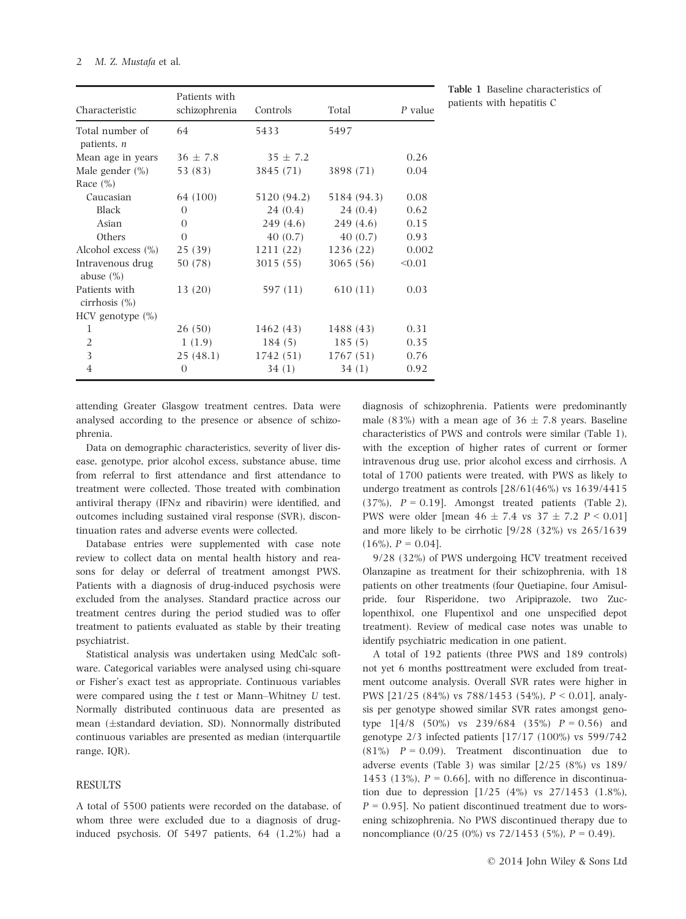Table 1 Baseline characteristics of patients with hepatitis C

| Characteristic | Patients with schizophrenia | Controls | Total | $P$ value |
|---|---|---|---|---|
| Total number of patients, $n$ | 64 | 5433 | 5497 | |
| Mean age in years | 36 ± 7.8 | 35 ± 7.2 | | 0.26 |
| Male gender (%) | 53 (83) | 3845 (71) | 3898 (71) | 0.04 |
| Race (%) | | | | |
| Caucasian | 64 (100) | 5120 (94.2) | 5184 (94.3) | 0.08 |
| Black | 0 | 24 (0.4) | 24 (0.4) | 0.62 |
| Asian | 0 | 249 (4.6) | 249 (4.6) | 0.15 |
| Others | 0 | 40 (0.7) | 40 (0.7) | 0.93 |
| Alcohol excess (%) | 25 (39) | 1211 (22) | 1236 (22) | 0.002 |
| Intravenous drug abuse (%) | 50 (78) | 3015 (55) | 3065 (56) | <0.01 |
| Patients with cirrhosis (%) | 13 (20) | 597 (11) | 610 (11) | 0.03 |
| HCV genotype (%) | | | | |
| 1 | 26 (50) | 1462 (43) | 1488 (43) | 0.31 |
| 2 | 1 (1.9) | 184 (5) | 185 (5) | 0.35 |
| 3 | 25 (48.1) | 1742 (51) | 1767 (51) | 0.76 |
| 4 | 0 | 34 (1) | 34 (1) | 0.92 |

attending Greater Glasgow treatment centres. Data were analysed according to the presence or absence of schizophrenia.

Data on demographic characteristics, severity of liver disease, genotype, prior alcohol excess, substance abuse, time from referral to first attendance and first attendance to treatment were collected. Those treated with combination antiviral therapy (IFNα and ribavirin) were identified, and outcomes including sustained viral response (SVR), discontinuation rates and adverse events were collected.

Database entries were supplemented with case note review to collect data on mental health history and reasons for delay or deferral of treatment amongst PWS. Patients with a diagnosis of drug-induced psychosis were excluded from the analyses. Standard practice across our treatment centres during the period studied was to offer treatment to patients evaluated as stable by their treating psychiatrist.

Statistical analysis was undertaken using MedCalc software. Categorical variables were analysed using chi-square or Fisher's exact test as appropriate. Continuous variables were compared using the $t$ test or Mann–Whitney $U$ test. Normally distributed continuous data are presented as mean (±standard deviation, SD). Nonnormally distributed continuous variables are presented as median (interquartile range, IQR).

## RESULTS

A total of 5500 patients were recorded on the database, of whom three were excluded due to a diagnosis of drug-induced psychosis. Of 5497 patients, 64 (1.2%) had a diagnosis of schizophrenia. Patients were predominantly male (83%) with a mean age of 36 ± 7.8 years. Baseline characteristics of PWS and controls were similar (Table 1), with the exception of higher rates of current or former intravenous drug use, prior alcohol excess and cirrhosis. A total of 1700 patients were treated, with PWS as likely to undergo treatment as controls [28/61(46%) vs 1639/4415 (37%), $P = 0.19$]. Amongst treated patients (Table 2), PWS were older [mean 46 ± 7.4 vs 37 ± 7.2 $P < 0.01$] and more likely to be cirrhotic [9/28 (32%) vs 265/1639 (16%), $P = 0.04$].

9/28 (32%) of PWS undergoing HCV treatment received Olanzapine as treatment for their schizophrenia, with 18 patients on other treatments (four Quetiapine, four Amisulpride, four Risperidone, two Aripiprazole, two Zuclopenthixol, one Flupentixol and one unspecified depot treatment). Review of medical case notes was unable to identify psychiatric medication in one patient.

A total of 192 patients (three PWS and 189 controls) not yet 6 months posttreatment were excluded from treatment outcome analysis. Overall SVR rates were higher in PWS [21/25 (84%) vs 788/1453 (54%), $P < 0.01$], analysis per genotype showed similar SVR rates amongst genotype 1[4/8 (50%) vs 239/684 (35%) $P = 0.56$) and genotype 2/3 infected patients [17/17 (100%) vs 599/742 (81%) $P = 0.09$). Treatment discontinuation due to adverse events (Table 3) was similar [2/25 (8%) vs 189/1453 (13%), $P = 0.66$], with no difference in discontinuation due to depression [1/25 (4%) vs 27/1453 (1.8%), $P = 0.95$]. No patient discontinued treatment due to worsening schizophrenia. No PWS discontinued therapy due to noncompliance (0/25 (0%) vs 72/1453 (5%), $P = 0.49$).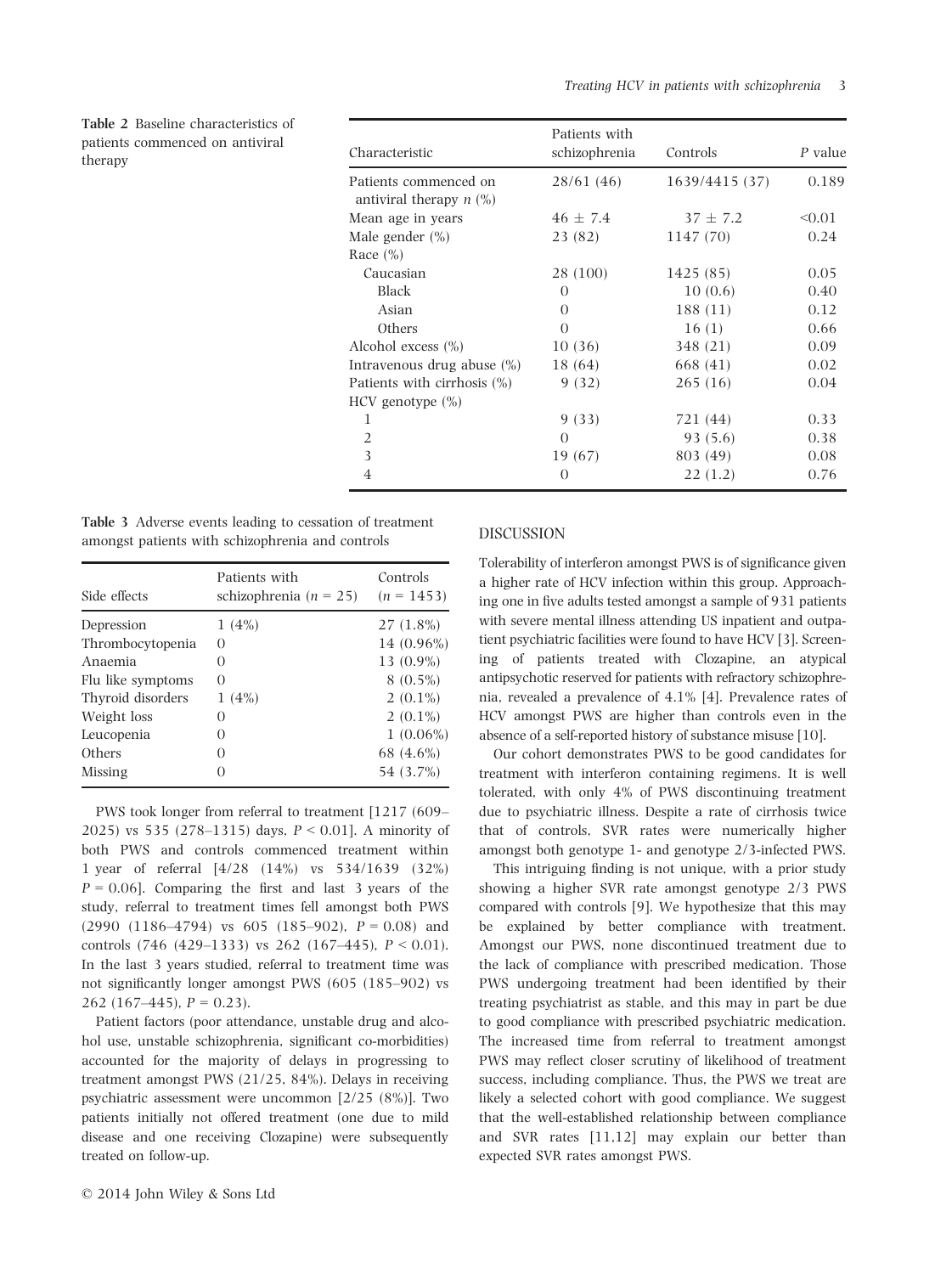Table 2 Baseline characteristics of patients commenced on antiviral therapy

| Characteristic | Patients with schizophrenia | Controls | *P* value |
|---|---|---|---|
| Patients commenced on antiviral therapy *n* (%) | 28/61 (46) | 1639/4415 (37) | 0.189 |
| Mean age in years | 46 ± 7.4 | 37 ± 7.2 | <0.01 |
| Male gender (%) | 23 (82) | 1147 (70) | 0.24 |
| Race (%) | | | |
| Caucasian | 28 (100) | 1425 (85) | 0.05 |
| Black | 0 | 10 (0.6) | 0.40 |
| Asian | 0 | 188 (11) | 0.12 |
| Others | 0 | 16 (1) | 0.66 |
| Alcohol excess (%) | 10 (36) | 348 (21) | 0.09 |
| Intravenous drug abuse (%) | 18 (64) | 668 (41) | 0.02 |
| Patients with cirrhosis (%) | 9 (32) | 265 (16) | 0.04 |
| HCV genotype (%) | | | |
| 1 | 9 (33) | 721 (44) | 0.33 |
| 2 | 0 | 93 (5.6) | 0.38 |
| 3 | 19 (67) | 803 (49) | 0.08 |
| 4 | 0 | 22 (1.2) | 0.76 |

Table 3 Adverse events leading to cessation of treatment amongst patients with schizophrenia and controls

| Side effects | Patients with schizophrenia (*n* = 25) | Controls (*n* = 1453) |
|---|---|---|
| Depression | 1 (4%) | 27 (1.8%) |
| Thrombocytopenia | 0 | 14 (0.96%) |
| Anaemia | 0 | 13 (0.9%) |
| Flu like symptoms | 0 | 8 (0.5%) |
| Thyroid disorders | 1 (4%) | 2 (0.1%) |
| Weight loss | 0 | 2 (0.1%) |
| Leucopenia | 0 | 1 (0.06%) |
| Others | 0 | 68 (4.6%) |
| Missing | 0 | 54 (3.7%) |

PWS took longer from referral to treatment [1217 (609–2025) vs 535 (278–1315) days, $P < 0.01$]. A minority of both PWS and controls commenced treatment within 1 year of referral [4/28 (14%) vs 534/1639 (32%) $P = 0.06$]. Comparing the first and last 3 years of the study, referral to treatment times fell amongst both PWS (2990 (1186–4794) vs 605 (185–902), $P = 0.08$) and controls (746 (429–1333) vs 262 (167–445), $P < 0.01$). In the last 3 years studied, referral to treatment time was not significantly longer amongst PWS (605 (185–902) vs 262 (167–445), $P = 0.23$).

Patient factors (poor attendance, unstable drug and alcohol use, unstable schizophrenia, significant co-morbidities) accounted for the majority of delays in progressing to treatment amongst PWS (21/25, 84%). Delays in receiving psychiatric assessment were uncommon [2/25 (8%)]. Two patients initially not offered treatment (one due to mild disease and one receiving Clozapine) were subsequently treated on follow-up.

## DISCUSSION

Tolerability of interferon amongst PWS is of significance given a higher rate of HCV infection within this group. Approaching one in five adults tested amongst a sample of 931 patients with severe mental illness attending US inpatient and outpatient psychiatric facilities were found to have HCV [3]. Screening of patients treated with Clozapine, an atypical antipsychotic reserved for patients with refractory schizophrenia, revealed a prevalence of 4.1% [4]. Prevalence rates of HCV amongst PWS are higher than controls even in the absence of a self-reported history of substance misuse [10].

Our cohort demonstrates PWS to be good candidates for treatment with interferon containing regimens. It is well tolerated, with only 4% of PWS discontinuing treatment due to psychiatric illness. Despite a rate of cirrhosis twice that of controls, SVR rates were numerically higher amongst both genotype 1- and genotype 2/3-infected PWS.

This intriguing finding is not unique, with a prior study showing a higher SVR rate amongst genotype 2/3 PWS compared with controls [9]. We hypothesize that this may be explained by better compliance with treatment. Amongst our PWS, none discontinued treatment due to the lack of compliance with prescribed medication. Those PWS undergoing treatment had been identified by their treating psychiatrist as stable, and this may in part be due to good compliance with prescribed psychiatric medication. The increased time from referral to treatment amongst PWS may reflect closer scrutiny of likelihood of treatment success, including compliance. Thus, the PWS we treat are likely a selected cohort with good compliance. We suggest that the well-established relationship between compliance and SVR rates [11,12] may explain our better than expected SVR rates amongst PWS.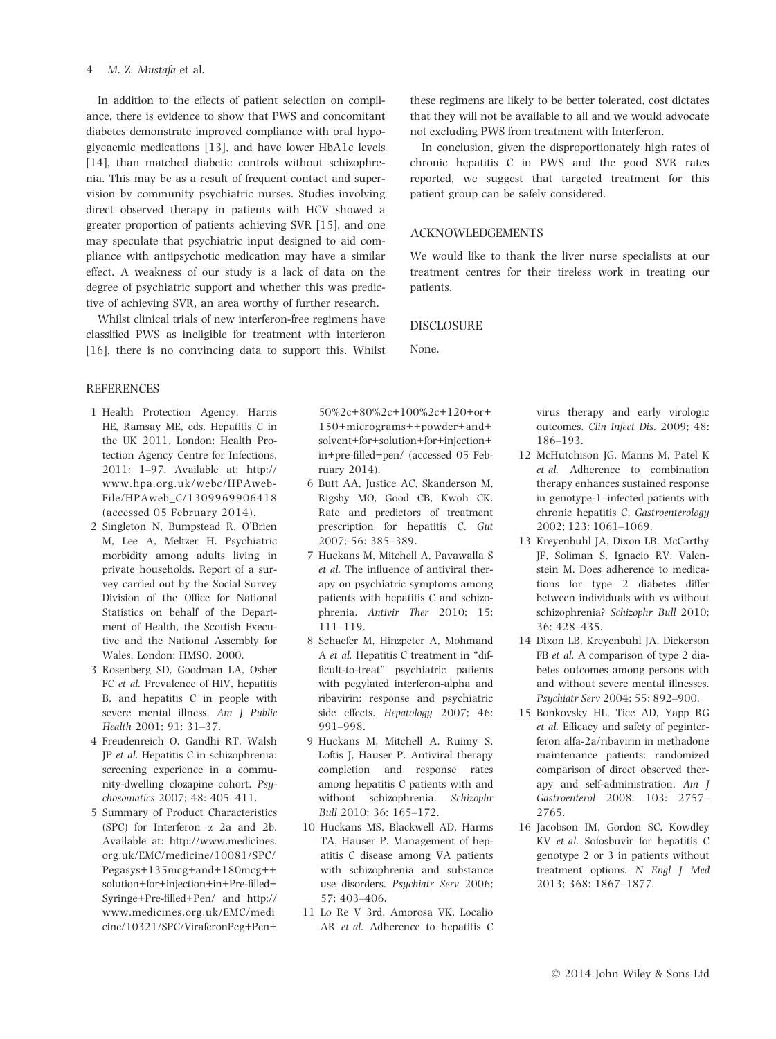In addition to the effects of patient selection on compliance, there is evidence to show that PWS and concomitant diabetes demonstrate improved compliance with oral hypoglycaemic medications [13], and have lower HbA1c levels [14], than matched diabetic controls without schizophrenia. This may be as a result of frequent contact and supervision by community psychiatric nurses. Studies involving direct observed therapy in patients with HCV showed a greater proportion of patients achieving SVR [15], and one may speculate that psychiatric input designed to aid compliance with antipsychotic medication may have a similar effect. A weakness of our study is a lack of data on the degree of psychiatric support and whether this was predictive of achieving SVR, an area worthy of further research.

Whilst clinical trials of new interferon-free regimens have classified PWS as ineligible for treatment with interferon [16], there is no convincing data to support this. Whilst these regimens are likely to be better tolerated, cost dictates that they will not be available to all and we would advocate not excluding PWS from treatment with Interferon.

In conclusion, given the disproportionately high rates of chronic hepatitis C in PWS and the good SVR rates reported, we suggest that targeted treatment for this patient group can be safely considered.

## ACKNOWLEDGEMENTS

We would like to thank the liver nurse specialists at our treatment centres for their tireless work in treating our patients.

## DISCLOSURE

None.

## REFERENCES

1 Health Protection Agency. Harris HE, Ramsay ME, eds. Hepatitis C in the UK 2011, London: Health Protection Agency Centre for Infections, 2011: 1–97. Available at: http://www.hpa.org.uk/webc/HPAweb-File/HPAweb_C/1309969906418 (accessed 05 February 2014).

2 Singleton N, Bumpstead R, O'Brien M, Lee A, Meltzer H. Psychiatric morbidity among adults living in private households. Report of a survey carried out by the Social Survey Division of the Office for National Statistics on behalf of the Department of Health, the Scottish Executive and the National Assembly for Wales. London: HMSO, 2000.

3 Rosenberg SD, Goodman LA, Osher FC *et al.* Prevalence of HIV, hepatitis B, and hepatitis C in people with severe mental illness. *Am J Public Health* 2001; 91: 31–37.

4 Freudenreich O, Gandhi RT, Walsh JP *et al.* Hepatitis C in schizophrenia: screening experience in a community-dwelling clozapine cohort. *Psychosomatics* 2007; 48: 405–411.

5 Summary of Product Characteristics (SPC) for Interferon α 2a and 2b. Available at: http://www.medicines.org.uk/EMC/medicine/10081/SPC/Pegasys+135mcg+and+180mcg++solution+for+injection+in+Pre-filled+Syringe+Pre-filled+Pen/ and http://www.medicines.org.uk/EMC/medicine/10321/SPC/ViraferonPeg+Pen+50%2c+80%2c+100%2c+120+or+150+micrograms++powder+and+solvent+for+solution+for+injection+in+pre-filled+pen/ (accessed 05 February 2014).

6 Butt AA, Justice AC, Skanderson M, Rigsby MO, Good CB, Kwoh CK. Rate and predictors of treatment prescription for hepatitis C. *Gut* 2007; 56: 385–389.

7 Huckans M, Mitchell A, Pavawalla S *et al.* The influence of antiviral therapy on psychiatric symptoms among patients with hepatitis C and schizophrenia. *Antivir Ther* 2010; 15: 111–119.

8 Schaefer M, Hinzpeter A, Mohmand A *et al.* Hepatitis C treatment in "difficult-to-treat" psychiatric patients with pegylated interferon-alpha and ribavirin: response and psychiatric side effects. *Hepatology* 2007; 46: 991–998.

9 Huckans M, Mitchell A, Ruimy S, Loftis J, Hauser P. Antiviral therapy completion and response rates among hepatitis C patients with and without schizophrenia. *Schizophr Bull* 2010; 36: 165–172.

10 Huckans MS, Blackwell AD, Harms TA, Hauser P. Management of hepatitis C disease among VA patients with schizophrenia and substance use disorders. *Psychiatr Serv* 2006; 57: 403–406.

11 Lo Re V 3rd, Amorosa VK, Localio AR *et al.* Adherence to hepatitis C virus therapy and early virologic outcomes. *Clin Infect Dis*. 2009; 48: 186–193.

12 McHutchison JG, Manns M, Patel K *et al.* Adherence to combination therapy enhances sustained response in genotype-1–infected patients with chronic hepatitis C. *Gastroenterology* 2002; 123: 1061–1069.

13 Kreyenbuhl JA, Dixon LB, McCarthy JF, Soliman S, Ignacio RV, Valenstein M. Does adherence to medications for type 2 diabetes differ between individuals with vs without schizophrenia? *Schizophr Bull* 2010; 36: 428–435.

14 Dixon LB, Kreyenbuhl JA, Dickerson FB *et al.* A comparison of type 2 diabetes outcomes among persons with and without severe mental illnesses. *Psychiatr Serv* 2004; 55: 892–900.

15 Bonkovsky HL, Tice AD, Yapp RG *et al.* Efficacy and safety of peginterferon alfa-2a/ribavirin in methadone maintenance patients: randomized comparison of direct observed therapy and self-administration. *Am J Gastroenterol* 2008; 103: 2757–2765.

16 Jacobson IM, Gordon SC, Kowdley KV *et al.* Sofosbuvir for hepatitis C genotype 2 or 3 in patients without treatment options. *N Engl J Med* 2013; 368: 1867–1877.

© 2014 John Wiley & Sons Ltd